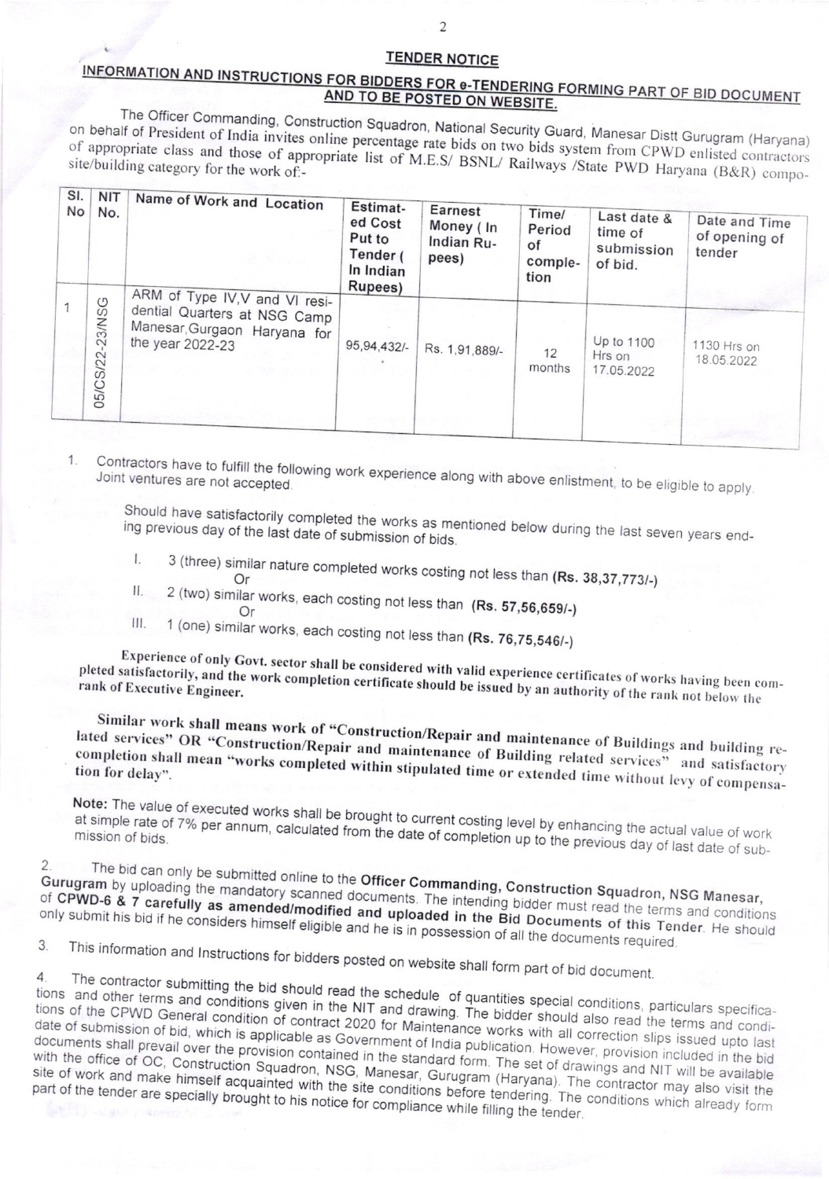## TENDER NOTICE

### INFORMATION AND INSTRUCTIONS FOR BIDDERS FOR e-TENDERING FORMING PART OF BID DOCUMENT AND TO BE POSTED ON WEBSITE.

The Officer Commanding, Construction Squadron, National Security Guard, Manesar Distt Gurugram (Haryana) on behalf of President of India invites online percentage rate bids on two bids system from CPWD enlisted contractors of appropriate class and those of appropriate list of M.E.S/ BSNL/ Railways /State PWD Haryana (B&R) composite/building category for the work of:-

| Sl. No | NIT No. | Name of Work and Location | Estimated Cost Put to Tender ( In Indian Rupees) | Earnest Money ( In Indian Rupees) | Time/ Period of completion | Last date & time of submission of bid. | Date and Time of opening of tender |
|---|---|---|---|---|---|---|---|
| 1 | 05/CS/22-23/NSG | ARM of Type IV,V and VI residential Quarters at NSG Camp Manesar,Gurgaon Haryana for the year 2022-23 | 95,94,432/- | Rs. 1,91,889/- | 12 months | Up to 1100 Hrs on 17.05.2022 | 1130 Hrs on 18.05.2022 |

1. Contractors have to fulfill the following work experience along with above enlistment, to be eligible to apply. Joint ventures are not accepted.

   Should have satisfactorily completed the works as mentioned below during the last seven years ending previous day of the last date of submission of bids.

   I. 3 (three) similar nature completed works costing not less than **(Rs. 38,37,773/-)**

   Or

   II. 2 (two) similar works, each costing not less than **(Rs. 57,56,659/-)**

   Or

   III. 1 (one) similar works, each costing not less than **(Rs. 76,75,546/-)**

   **Experience of only Govt. sector shall be considered with valid experience certificates of works having been completed satisfactorily, and the work completion certificate should be issued by an authority of the rank not below the rank of Executive Engineer.**

   **Similar work shall means work of "Construction/Repair and maintenance of Buildings and building related services" OR "Construction/Repair and maintenance of Building related services" and satisfactory completion shall mean "works completed within stipulated time or extended time without levy of compensation for delay".**

   **Note:** The value of executed works shall be brought to current costing level by enhancing the actual value of work at simple rate of 7% per annum, calculated from the date of completion up to the previous day of last date of submission of bids.

2. The bid can only be submitted online to the **Officer Commanding, Construction Squadron, NSG Manesar, Gurugram** by uploading the mandatory scanned documents. The intending bidder must read the terms and conditions of **CPWD-6 & 7 carefully as amended/modified and uploaded in the Bid Documents of this Tender**. He should only submit his bid if he considers himself eligible and he is in possession of all the documents required.

3. This information and Instructions for bidders posted on website shall form part of bid document.

4. The contractor submitting the bid should read the schedule of quantities special conditions, particulars specifications and other terms and conditions given in the NIT and drawing. The bidder should also read the terms and conditions of the CPWD General condition of contract 2020 for Maintenance works with all correction slips issued upto last date of submission of bid, which is applicable as Government of India publication. However, provision included in the bid documents shall prevail over the provision contained in the standard form. The set of drawings and NIT will be available with the office of OC, Construction Squadron, NSG, Manesar, Gurugram (Haryana). The contractor may also visit the site of work and make himself acquainted with the site conditions before tendering. The conditions which already form part of the tender are specially brought to his notice for compliance while filling the tender.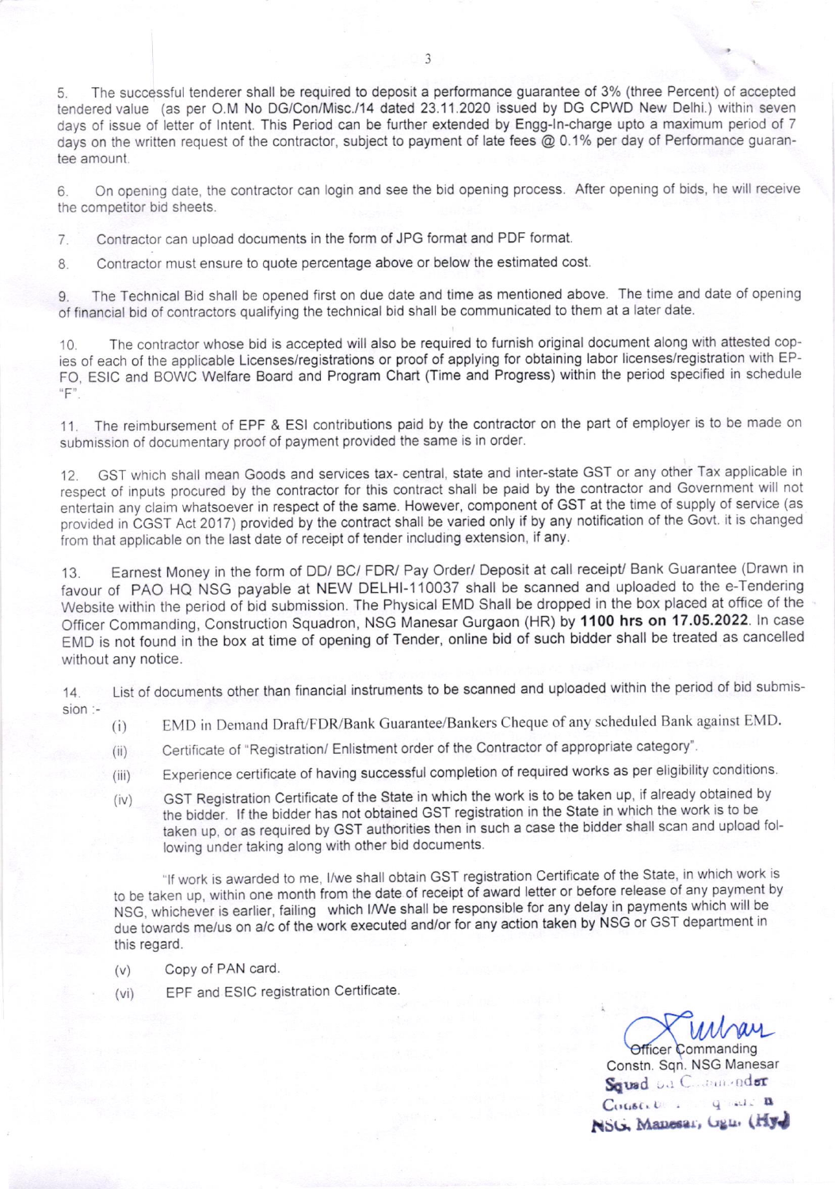5. The successful tenderer shall be required to deposit a performance guarantee of 3% (three Percent) of accepted tendered value (as per O.M No DG/Con/Misc./14 dated 23.11.2020 issued by DG CPWD New Delhi.) within seven days of issue of letter of Intent. This Period can be further extended by Engg-In-charge upto a maximum period of 7 days on the written request of the contractor, subject to payment of late fees @ 0.1% per day of Performance guarantee amount.

6. On opening date, the contractor can login and see the bid opening process. After opening of bids, he will receive the competitor bid sheets.

7. Contractor can upload documents in the form of JPG format and PDF format.

8. Contractor must ensure to quote percentage above or below the estimated cost.

9. The Technical Bid shall be opened first on due date and time as mentioned above. The time and date of opening of financial bid of contractors qualifying the technical bid shall be communicated to them at a later date.

10. The contractor whose bid is accepted will also be required to furnish original document along with attested copies of each of the applicable Licenses/registrations or proof of applying for obtaining labor licenses/registration with EPFO, ESIC and BOWC Welfare Board and Program Chart (Time and Progress) within the period specified in schedule "F".

11. The reimbursement of EPF & ESI contributions paid by the contractor on the part of employer is to be made on submission of documentary proof of payment provided the same is in order.

12. GST which shall mean Goods and services tax- central, state and inter-state GST or any other Tax applicable in respect of inputs procured by the contractor for this contract shall be paid by the contractor and Government will not entertain any claim whatsoever in respect of the same. However, component of GST at the time of supply of service (as provided in CGST Act 2017) provided by the contract shall be varied only if by any notification of the Govt. it is changed from that applicable on the last date of receipt of tender including extension, if any.

13. Earnest Money in the form of DD/ BC/ FDR/ Pay Order/ Deposit at call receipt/ Bank Guarantee (Drawn in favour of PAO HQ NSG payable at NEW DELHI-110037 shall be scanned and uploaded to the e-Tendering Website within the period of bid submission. The Physical EMD Shall be dropped in the box placed at office of the Officer Commanding, Construction Squadron, NSG Manesar Gurgaon (HR) by **1100 hrs on 17.05.2022**. In case EMD is not found in the box at time of opening of Tender, online bid of such bidder shall be treated as cancelled without any notice.

14. List of documents other than financial instruments to be scanned and uploaded within the period of bid submission :-

(i) EMD in Demand Draft/FDR/Bank Guarantee/Bankers Cheque of any scheduled Bank against EMD.

(ii) Certificate of "Registration/ Enlistment order of the Contractor of appropriate category".

(iii) Experience certificate of having successful completion of required works as per eligibility conditions.

(iv) GST Registration Certificate of the State in which the work is to be taken up, if already obtained by the bidder. If the bidder has not obtained GST registration in the State in which the work is to be taken up, or as required by GST authorities then in such a case the bidder shall scan and upload following under taking along with other bid documents.

"If work is awarded to me, I/we shall obtain GST registration Certificate of the State, in which work is to be taken up, within one month from the date of receipt of award letter or before release of any payment by NSG, whichever is earlier, failing which I/We shall be responsible for any delay in payments which will be due towards me/us on a/c of the work executed and/or for any action taken by NSG or GST department in this regard.

(v) Copy of PAN card.

(vi) EPF and ESIC registration Certificate.

Officer Commanding
Constn. Sqn. NSG Manesar

Squad ... Commander
Const... ...
NSG, Manesar, Ggn. (Hy)